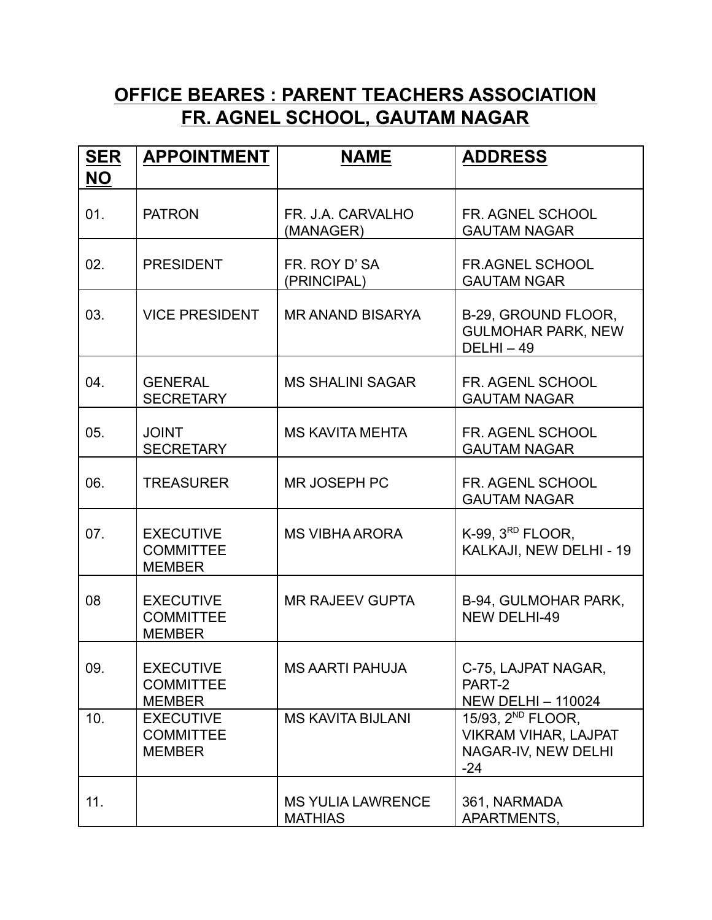# OFFICE BEARES : PARENT TEACHERS ASSOCIATION FR. AGNEL SCHOOL, GAUTAM NAGAR

| SER NO | APPOINTMENT | NAME | ADDRESS |
|---|---|---|---|
| 01. | PATRON | FR. J.A. CARVALHO (MANAGER) | FR. AGNEL SCHOOL GAUTAM NAGAR |
| 02. | PRESIDENT | FR. ROY D' SA (PRINCIPAL) | FR.AGNEL SCHOOL GAUTAM NGAR |
| 03. | VICE PRESIDENT | MR ANAND BISARYA | B-29, GROUND FLOOR, GULMOHAR PARK, NEW DELHI – 49 |
| 04. | GENERAL SECRETARY | MS SHALINI SAGAR | FR. AGENL SCHOOL GAUTAM NAGAR |
| 05. | JOINT SECRETARY | MS KAVITA MEHTA | FR. AGENL SCHOOL GAUTAM NAGAR |
| 06. | TREASURER | MR JOSEPH PC | FR. AGENL SCHOOL GAUTAM NAGAR |
| 07. | EXECUTIVE COMMITTEE MEMBER | MS VIBHA ARORA | K-99, 3RD FLOOR, KALKAJI, NEW DELHI - 19 |
| 08 | EXECUTIVE COMMITTEE MEMBER | MR RAJEEV GUPTA | B-94, GULMOHAR PARK, NEW DELHI-49 |
| 09. | EXECUTIVE COMMITTEE MEMBER | MS AARTI PAHUJA | C-75, LAJPAT NAGAR, PART-2 NEW DELHI – 110024 |
| 10. | EXECUTIVE COMMITTEE MEMBER | MS KAVITA BIJLANI | 15/93, 2ND FLOOR, VIKRAM VIHAR, LAJPAT NAGAR-IV, NEW DELHI -24 |
| 11. | | MS YULIA LAWRENCE MATHIAS | 361, NARMADA APARTMENTS, |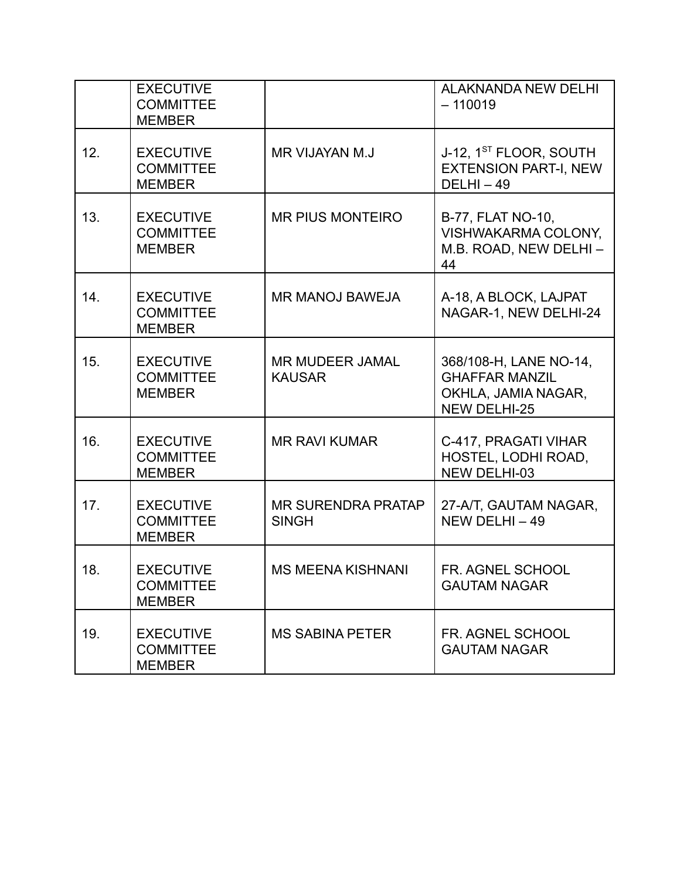| | | | |
|---|---|---|---|
| | EXECUTIVE COMMITTEE MEMBER | | ALAKNANDA NEW DELHI – 110019 |
| 12. | EXECUTIVE COMMITTEE MEMBER | MR VIJAYAN M.J | J-12, 1ST FLOOR, SOUTH EXTENSION PART-I, NEW DELHI – 49 |
| 13. | EXECUTIVE COMMITTEE MEMBER | MR PIUS MONTEIRO | B-77, FLAT NO-10, VISHWAKARMA COLONY, M.B. ROAD, NEW DELHI – 44 |
| 14. | EXECUTIVE COMMITTEE MEMBER | MR MANOJ BAWEJA | A-18, A BLOCK, LAJPAT NAGAR-1, NEW DELHI-24 |
| 15. | EXECUTIVE COMMITTEE MEMBER | MR MUDEER JAMAL KAUSAR | 368/108-H, LANE NO-14, GHAFFAR MANZIL OKHLA, JAMIA NAGAR, NEW DELHI-25 |
| 16. | EXECUTIVE COMMITTEE MEMBER | MR RAVI KUMAR | C-417, PRAGATI VIHAR HOSTEL, LODHI ROAD, NEW DELHI-03 |
| 17. | EXECUTIVE COMMITTEE MEMBER | MR SURENDRA PRATAP SINGH | 27-A/T, GAUTAM NAGAR, NEW DELHI – 49 |
| 18. | EXECUTIVE COMMITTEE MEMBER | MS MEENA KISHNANI | FR. AGNEL SCHOOL GAUTAM NAGAR |
| 19. | EXECUTIVE COMMITTEE MEMBER | MS SABINA PETER | FR. AGNEL SCHOOL GAUTAM NAGAR |